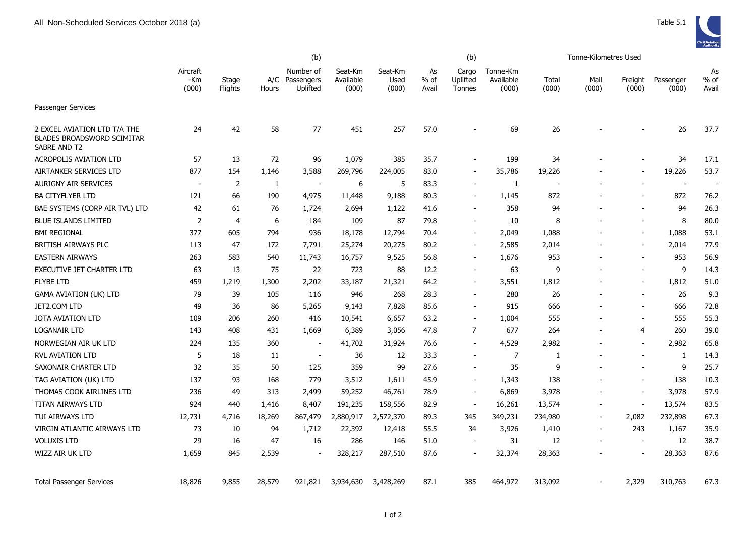All Non-Scheduled Services October 2018 (a)

Table 5.1

| | Aircraft -Km (000) | Stage Flights | A/C Hours | (b) Number of Passengers Uplifted | Seat-Km Available (000) | Seat-Km Used (000) | As % of Avail | (b) Cargo Uplifted Tonnes | Tonne-Km Available (000) | Tonne-Kilometres Used Total (000) | Mail (000) | Freight (000) | Passenger (000) | As % of Avail |
|---|---|---|---|---|---|---|---|---|---|---|---|---|---|---|
| Passenger Services | | | | | | | | | | | | | | |
| 2 EXCEL AVIATION LTD T/A THE BLADES BROADSWORD SCIMITAR SABRE AND T2 | 24 | 42 | 58 | 77 | 451 | 257 | 57.0 | - | 69 | 26 | - | - | 26 | 37.7 |
| ACROPOLIS AVIATION LTD | 57 | 13 | 72 | 96 | 1,079 | 385 | 35.7 | - | 199 | 34 | - | - | 34 | 17.1 |
| AIRTANKER SERVICES LTD | 877 | 154 | 1,146 | 3,588 | 269,796 | 224,005 | 83.0 | - | 35,786 | 19,226 | - | - | 19,226 | 53.7 |
| AURIGNY AIR SERVICES | - | 2 | 1 | - | 6 | 5 | 83.3 | - | 1 | - | - | - | - | - |
| BA CITYFLYER LTD | 121 | 66 | 190 | 4,975 | 11,448 | 9,188 | 80.3 | - | 1,145 | 872 | - | - | 872 | 76.2 |
| BAE SYSTEMS (CORP AIR TVL) LTD | 42 | 61 | 76 | 1,724 | 2,694 | 1,122 | 41.6 | - | 358 | 94 | - | - | 94 | 26.3 |
| BLUE ISLANDS LIMITED | 2 | 4 | 6 | 184 | 109 | 87 | 79.8 | - | 10 | 8 | - | - | 8 | 80.0 |
| BMI REGIONAL | 377 | 605 | 794 | 936 | 18,178 | 12,794 | 70.4 | - | 2,049 | 1,088 | - | - | 1,088 | 53.1 |
| BRITISH AIRWAYS PLC | 113 | 47 | 172 | 7,791 | 25,274 | 20,275 | 80.2 | - | 2,585 | 2,014 | - | - | 2,014 | 77.9 |
| EASTERN AIRWAYS | 263 | 583 | 540 | 11,743 | 16,757 | 9,525 | 56.8 | - | 1,676 | 953 | - | - | 953 | 56.9 |
| EXECUTIVE JET CHARTER LTD | 63 | 13 | 75 | 22 | 723 | 88 | 12.2 | - | 63 | 9 | - | - | 9 | 14.3 |
| FLYBE LTD | 459 | 1,219 | 1,300 | 2,202 | 33,187 | 21,321 | 64.2 | - | 3,551 | 1,812 | - | - | 1,812 | 51.0 |
| GAMA AVIATION (UK) LTD | 79 | 39 | 105 | 116 | 946 | 268 | 28.3 | - | 280 | 26 | - | - | 26 | 9.3 |
| JET2.COM LTD | 49 | 36 | 86 | 5,265 | 9,143 | 7,828 | 85.6 | - | 915 | 666 | - | - | 666 | 72.8 |
| JOTA AVIATION LTD | 109 | 206 | 260 | 416 | 10,541 | 6,657 | 63.2 | - | 1,004 | 555 | - | - | 555 | 55.3 |
| LOGANAIR LTD | 143 | 408 | 431 | 1,669 | 6,389 | 3,056 | 47.8 | 7 | 677 | 264 | - | 4 | 260 | 39.0 |
| NORWEGIAN AIR UK LTD | 224 | 135 | 360 | - | 41,702 | 31,924 | 76.6 | - | 4,529 | 2,982 | - | - | 2,982 | 65.8 |
| RVL AVIATION LTD | 5 | 18 | 11 | - | 36 | 12 | 33.3 | - | 7 | 1 | - | - | 1 | 14.3 |
| SAXONAIR CHARTER LTD | 32 | 35 | 50 | 125 | 359 | 99 | 27.6 | - | 35 | 9 | - | - | 9 | 25.7 |
| TAG AVIATION (UK) LTD | 137 | 93 | 168 | 779 | 3,512 | 1,611 | 45.9 | - | 1,343 | 138 | - | - | 138 | 10.3 |
| THOMAS COOK AIRLINES LTD | 236 | 49 | 313 | 2,499 | 59,252 | 46,761 | 78.9 | - | 6,869 | 3,978 | - | - | 3,978 | 57.9 |
| TITAN AIRWAYS LTD | 924 | 440 | 1,416 | 8,407 | 191,235 | 158,556 | 82.9 | - | 16,261 | 13,574 | - | - | 13,574 | 83.5 |
| TUI AIRWAYS LTD | 12,731 | 4,716 | 18,269 | 867,479 | 2,880,917 | 2,572,370 | 89.3 | 345 | 349,231 | 234,980 | - | 2,082 | 232,898 | 67.3 |
| VIRGIN ATLANTIC AIRWAYS LTD | 73 | 10 | 94 | 1,712 | 22,392 | 12,418 | 55.5 | 34 | 3,926 | 1,410 | - | 243 | 1,167 | 35.9 |
| VOLUXIS LTD | 29 | 16 | 47 | 16 | 286 | 146 | 51.0 | - | 31 | 12 | - | - | 12 | 38.7 |
| WIZZ AIR UK LTD | 1,659 | 845 | 2,539 | - | 328,217 | 287,510 | 87.6 | - | 32,374 | 28,363 | - | - | 28,363 | 87.6 |
| Total Passenger Services | 18,826 | 9,855 | 28,579 | 921,821 | 3,934,630 | 3,428,269 | 87.1 | 385 | 464,972 | 313,092 | - | 2,329 | 310,763 | 67.3 |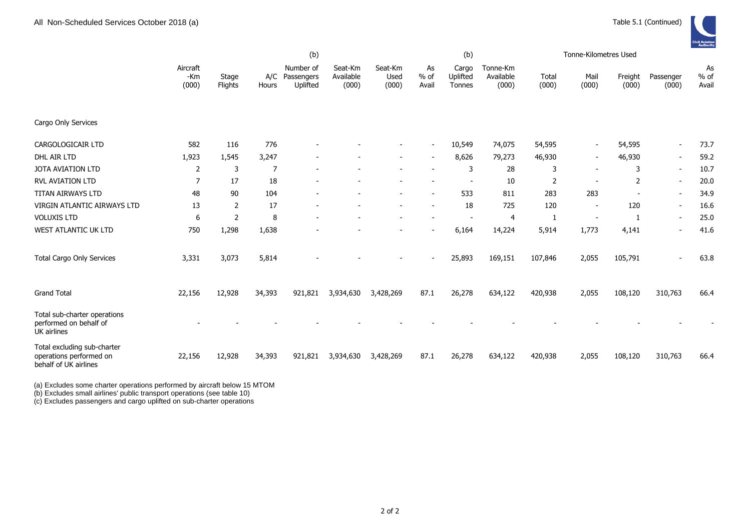All Non-Scheduled Services October 2018 (a)

Table 5.1 (Continued)

| | Aircraft -Km (000) | Stage Flights | A/C Hours | (b) Number of Passengers Uplifted | Seat-Km Available (000) | Seat-Km Used (000) | As % of Avail | (b) Cargo Uplifted Tonnes | Tonne-Km Available (000) | Tonne-Kilometres Used Total (000) | Mail (000) | Freight (000) | Passenger (000) | As % of Avail |
|---|---|---|---|---|---|---|---|---|---|---|---|---|---|---|
| **Cargo Only Services** | | | | | | | | | | | | | | |
| CARGOLOGICAIR LTD | 582 | 116 | 776 | - | - | - | - | 10,549 | 74,075 | 54,595 | - | 54,595 | - | 73.7 |
| DHL AIR LTD | 1,923 | 1,545 | 3,247 | - | - | - | - | 8,626 | 79,273 | 46,930 | - | 46,930 | - | 59.2 |
| JOTA AVIATION LTD | 2 | 3 | 7 | - | - | - | - | 3 | 28 | 3 | - | 3 | - | 10.7 |
| RVL AVIATION LTD | 7 | 17 | 18 | - | - | - | - | - | 10 | 2 | - | 2 | - | 20.0 |
| TITAN AIRWAYS LTD | 48 | 90 | 104 | - | - | - | - | 533 | 811 | 283 | 283 | - | - | 34.9 |
| VIRGIN ATLANTIC AIRWAYS LTD | 13 | 2 | 17 | - | - | - | - | 18 | 725 | 120 | - | 120 | - | 16.6 |
| VOLUXIS LTD | 6 | 2 | 8 | - | - | - | - | - | 4 | 1 | - | 1 | - | 25.0 |
| WEST ATLANTIC UK LTD | 750 | 1,298 | 1,638 | - | - | - | - | 6,164 | 14,224 | 5,914 | 1,773 | 4,141 | - | 41.6 |
| Total Cargo Only Services | 3,331 | 3,073 | 5,814 | - | - | - | - | 25,893 | 169,151 | 107,846 | 2,055 | 105,791 | - | 63.8 |
| Grand Total | 22,156 | 12,928 | 34,393 | 921,821 | 3,934,630 | 3,428,269 | 87.1 | 26,278 | 634,122 | 420,938 | 2,055 | 108,120 | 310,763 | 66.4 |
| Total sub-charter operations performed on behalf of UK airlines | - | - | - | - | - | - | - | - | - | - | - | - | - | - |
| Total excluding sub-charter operations performed on behalf of UK airlines | 22,156 | 12,928 | 34,393 | 921,821 | 3,934,630 | 3,428,269 | 87.1 | 26,278 | 634,122 | 420,938 | 2,055 | 108,120 | 310,763 | 66.4 |

(a) Excludes some charter operations performed by aircraft below 15 MTOM
(b) Excludes small airlines' public transport operations (see table 10)
(c) Excludes passengers and cargo uplifted on sub-charter operations